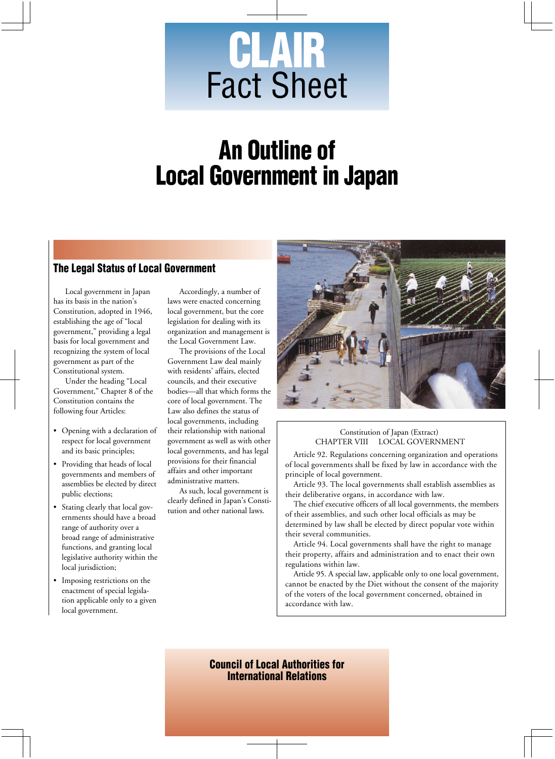# CLAIR Fact Sheet

# An Outline of Local Government in Japan

## The Legal Status of Local Government

Local government in Japan has its basis in the nation's Constitution, adopted in 1946, establishing the age of "local government," providing a legal basis for local government and recognizing the system of local government as part of the Constitutional system.

Under the heading "Local Government," Chapter 8 of the Constitution contains the following four Articles:

- Opening with a declaration of respect for local government and its basic principles;
- Providing that heads of local governments and members of assemblies be elected by direct public elections;
- Stating clearly that local governments should have a broad range of authority over a broad range of administrative functions, and granting local legislative authority within the local jurisdiction;
- Imposing restrictions on the enactment of special legislation applicable only to a given local government.

Accordingly, a number of laws were enacted concerning local government, but the core legislation for dealing with its organization and management is the Local Government Law.

The provisions of the Local Government Law deal mainly with residents' affairs, elected councils, and their executive bodies—all that which forms the core of local government. The Law also defines the status of local governments, including their relationship with national government as well as with other local governments, and has legal provisions for their financial affairs and other important administrative matters.

As such, local government is clearly defined in Japan's Constitution and other national laws.

---

Constitution of Japan (Extract)
CHAPTER VIII LOCAL GOVERNMENT

Article 92. Regulations concerning organization and operations of local governments shall be fixed by law in accordance with the principle of local government.

Article 93. The local governments shall establish assemblies as their deliberative organs, in accordance with law.

The chief executive officers of all local governments, the members of their assemblies, and such other local officials as may be determined by law shall be elected by direct popular vote within their several communities.

Article 94. Local governments shall have the right to manage their property, affairs and administration and to enact their own regulations within law.

Article 95. A special law, applicable only to one local government, cannot be enacted by the Diet without the consent of the majority of the voters of the local government concerned, obtained in accordance with law.

---

**Council of Local Authorities for International Relations**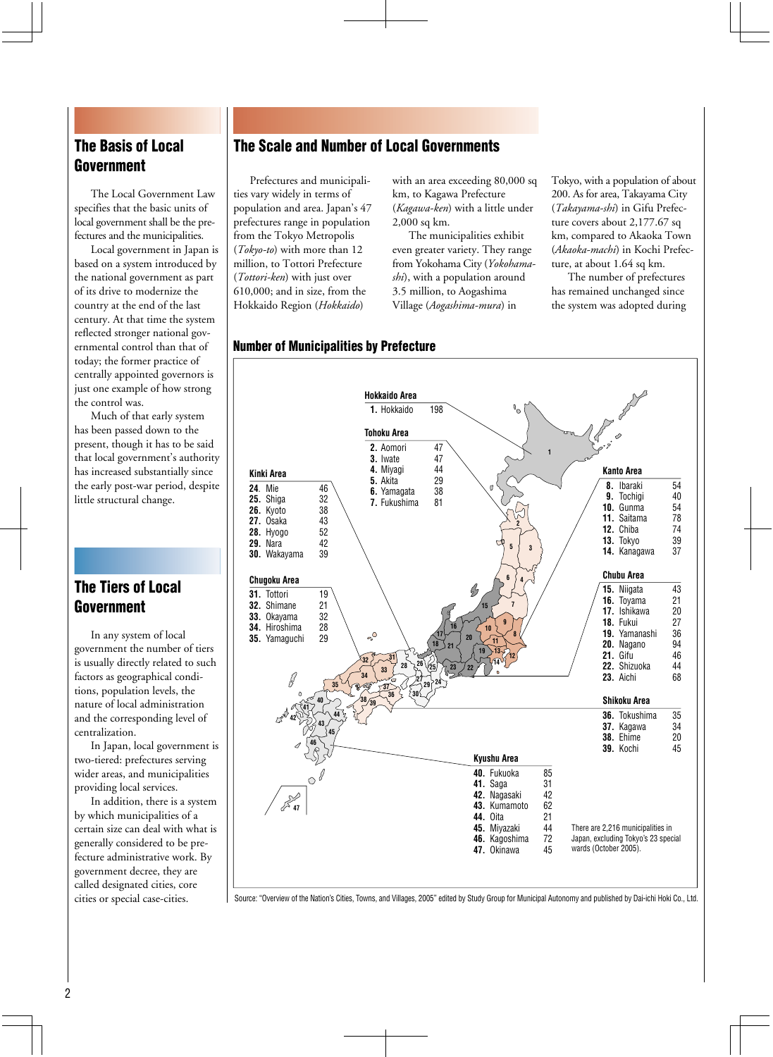## The Basis of Local Government

The Local Government Law specifies that the basic units of local government shall be the prefectures and the municipalities.

Local government in Japan is based on a system introduced by the national government as part of its drive to modernize the country at the end of the last century. At that time the system reflected stronger national governmental control than that of today; the former practice of centrally appointed governors is just one example of how strong the control was.

Much of that early system has been passed down to the present, though it has to be said that local government's authority has increased substantially since the early post-war period, despite little structural change.

## The Tiers of Local Government

In any system of local government the number of tiers is usually directly related to such factors as geographical conditions, population levels, the nature of local administration and the corresponding level of centralization.

In Japan, local government is two-tiered: prefectures serving wider areas, and municipalities providing local services.

In addition, there is a system by which municipalities of a certain size can deal with what is generally considered to be prefecture administrative work. By government decree, they are called designated cities, core cities or special case-cities.

## The Scale and Number of Local Governments

Prefectures and municipalities vary widely in terms of population and area. Japan's 47 prefectures range in population from the Tokyo Metropolis (*Tokyo-to*) with more than 12 million, to Tottori Prefecture (*Tottori-ken*) with just over 610,000; and in size, from the Hokkaido Region (*Hokkaido*) with an area exceeding 80,000 sq km, to Kagawa Prefecture (*Kagawa-ken*) with a little under 2,000 sq km.

The municipalities exhibit even greater variety. They range from Yokohama City (*Yokohama-shi*), with a population around 3.5 million, to Aogashima Village (*Aogashima-mura*) in Tokyo, with a population of about 200. As for area, Takayama City (*Takayama-shi*) in Gifu Prefecture covers about 2,177.67 sq km, compared to Akaoka Town (*Akaoka-machi*) in Kochi Prefecture, at about 1.64 sq km.

The number of prefectures has remained unchanged since the system was adopted during

### Number of Municipalities by Prefecture

**Hokkaido Area**

| No. | Prefecture | Municipalities |
|---|---|---|
| 1. | Hokkaido | 198 |

**Tohoku Area**

| No. | Prefecture | Municipalities |
|---|---|---|
| 2. | Aomori | 47 |
| 3. | Iwate | 47 |
| 4. | Miyagi | 44 |
| 5. | Akita | 29 |
| 6. | Yamagata | 38 |
| 7. | Fukushima | 81 |

**Kanto Area**

| No. | Prefecture | Municipalities |
|---|---|---|
| 8. | Ibaraki | 54 |
| 9. | Tochigi | 40 |
| 10. | Gunma | 54 |
| 11. | Saitama | 78 |
| 12. | Chiba | 74 |
| 13. | Tokyo | 39 |
| 14. | Kanagawa | 37 |

**Chubu Area**

| No. | Prefecture | Municipalities |
|---|---|---|
| 15. | Niigata | 43 |
| 16. | Toyama | 21 |
| 17. | Ishikawa | 20 |
| 18. | Fukui | 27 |
| 19. | Yamanashi | 36 |
| 20. | Nagano | 94 |
| 21. | Gifu | 46 |
| 22. | Shizuoka | 44 |
| 23. | Aichi | 68 |

**Kinki Area**

| No. | Prefecture | Municipalities |
|---|---|---|
| 24. | Mie | 46 |
| 25. | Shiga | 32 |
| 26. | Kyoto | 38 |
| 27. | Osaka | 43 |
| 28. | Hyogo | 52 |
| 29. | Nara | 42 |
| 30. | Wakayama | 39 |

**Chugoku Area**

| No. | Prefecture | Municipalities |
|---|---|---|
| 31. | Tottori | 19 |
| 32. | Shimane | 21 |
| 33. | Okayama | 32 |
| 34. | Hiroshima | 28 |
| 35. | Yamaguchi | 29 |

**Shikoku Area**

| No. | Prefecture | Municipalities |
|---|---|---|
| 36. | Tokushima | 35 |
| 37. | Kagawa | 34 |
| 38. | Ehime | 20 |
| 39. | Kochi | 45 |

**Kyushu Area**

| No. | Prefecture | Municipalities |
|---|---|---|
| 40. | Fukuoka | 85 |
| 41. | Saga | 31 |
| 42. | Nagasaki | 42 |
| 43. | Kumamoto | 62 |
| 44. | Oita | 21 |
| 45. | Miyazaki | 44 |
| 46. | Kagoshima | 72 |
| 47. | Okinawa | 45 |

There are 2,216 municipalities in Japan, excluding Tokyo's 23 special wards (October 2005).

Source: "Overview of the Nation's Cities, Towns, and Villages, 2005" edited by Study Group for Municipal Autonomy and published by Dai-ichi Hoki Co., Ltd.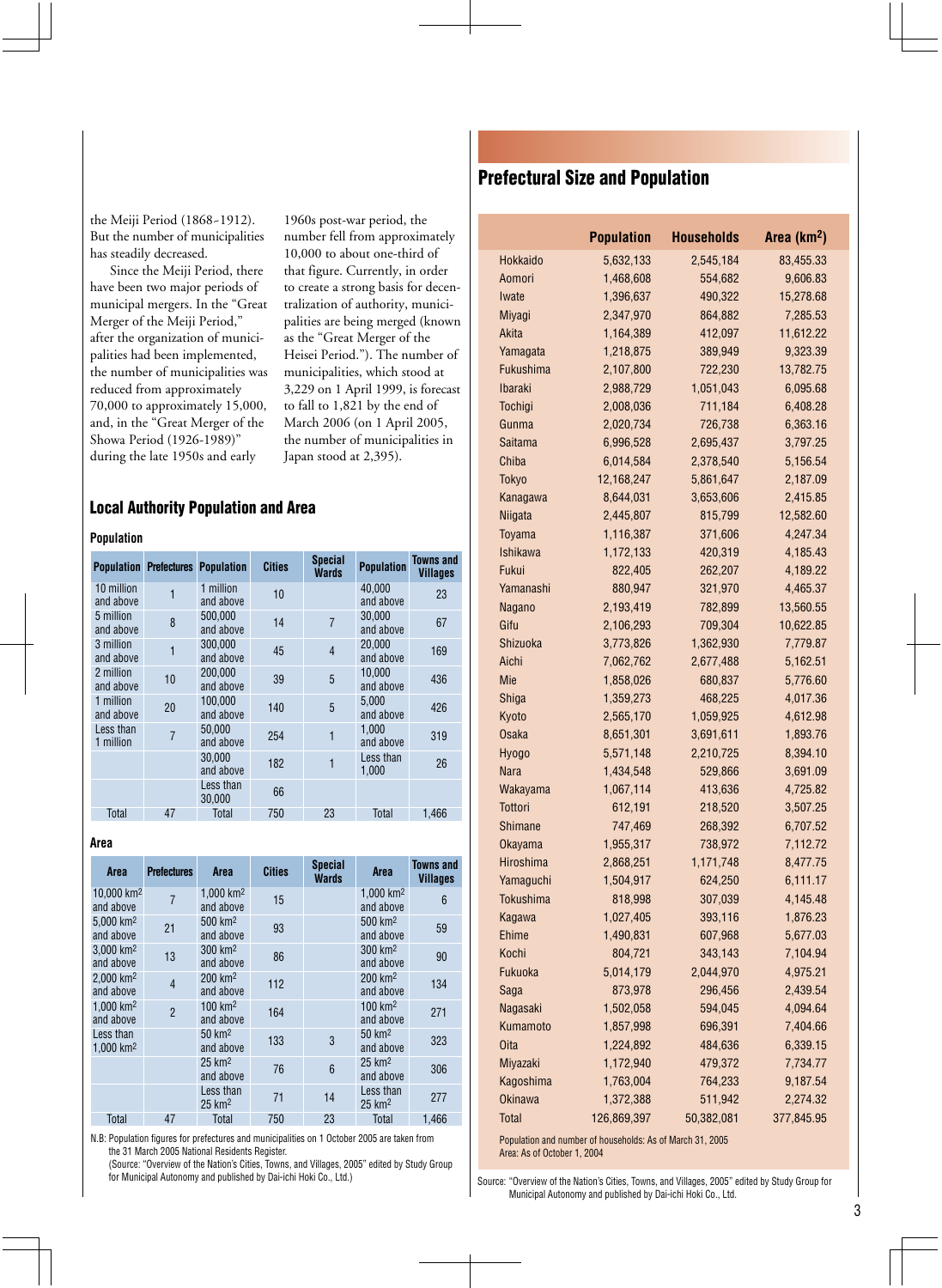the Meiji Period (1868-1912). But the number of municipalities has steadily decreased.

Since the Meiji Period, there have been two major periods of municipal mergers. In the "Great Merger of the Meiji Period," after the organization of municipalities had been implemented, the number of municipalities was reduced from approximately 70,000 to approximately 15,000, and, in the "Great Merger of the Showa Period (1926-1989)" during the late 1950s and early 1960s post-war period, the number fell from approximately 10,000 to about one-third of that figure. Currently, in order to create a strong basis for decentralization of authority, municipalities are being merged (known as the "Great Merger of the Heisei Period."). The number of municipalities, which stood at 3,229 on 1 April 1999, is forecast to fall to 1,821 by the end of March 2006 (on 1 April 2005, the number of municipalities in Japan stood at 2,395).

## Local Authority Population and Area

### Population

| Population | Prefectures | Population | Cities | Special Wards | Population | Towns and Villages |
|---|---|---|---|---|---|---|
| 10 million and above | 1 | 1 million and above | 10 | | 40,000 and above | 23 |
| 5 million and above | 8 | 500,000 and above | 14 | 7 | 30,000 and above | 67 |
| 3 million and above | 1 | 300,000 and above | 45 | 4 | 20,000 and above | 169 |
| 2 million and above | 10 | 200,000 and above | 39 | 5 | 10,000 and above | 436 |
| 1 million and above | 20 | 100,000 and above | 140 | 5 | 5,000 and above | 426 |
| Less than 1 million | 7 | 50,000 and above | 254 | 1 | 1,000 and above | 319 |
| | | 30,000 and above | 182 | 1 | Less than 1,000 | 26 |
| | | Less than 30,000 | 66 | | | |
| Total | 47 | Total | 750 | 23 | Total | 1,466 |

### Area

| Area | Prefectures | Area | Cities | Special Wards | Area | Towns and Villages |
|---|---|---|---|---|---|---|
| 10,000 km² and above | 7 | 1,000 km² and above | 15 | | 1,000 km² and above | 6 |
| 5,000 km² and above | 21 | 500 km² and above | 93 | | 500 km² and above | 59 |
| 3,000 km² and above | 13 | 300 km² and above | 86 | | 300 km² and above | 90 |
| 2,000 km² and above | 4 | 200 km² and above | 112 | | 200 km² and above | 134 |
| 1,000 km² and above | 2 | 100 km² and above | 164 | | 100 km² and above | 271 |
| Less than 1,000 km² | | 50 km² and above | 133 | 3 | 50 km² and above | 323 |
| | | 25 km² and above | 76 | 6 | 25 km² and above | 306 |
| | | Less than 25 km² | 71 | 14 | Less than 25 km² | 277 |
| Total | 47 | Total | 750 | 23 | Total | 1,466 |

N.B: Population figures for prefectures and municipalities on 1 October 2005 are taken from the 31 March 2005 National Residents Register.
(Source: "Overview of the Nation's Cities, Towns, and Villages, 2005" edited by Study Group for Municipal Autonomy and published by Dai-ichi Hoki Co., Ltd.)

## Prefectural Size and Population

| | Population | Households | Area (km²) |
|---|---|---|---|
| Hokkaido | 5,632,133 | 2,545,184 | 83,455.33 |
| Aomori | 1,468,608 | 554,682 | 9,606.83 |
| Iwate | 1,396,637 | 490,322 | 15,278.68 |
| Miyagi | 2,347,970 | 864,882 | 7,285.53 |
| Akita | 1,164,389 | 412,097 | 11,612.22 |
| Yamagata | 1,218,875 | 389,949 | 9,323.39 |
| Fukushima | 2,107,800 | 722,230 | 13,782.75 |
| Ibaraki | 2,988,729 | 1,051,043 | 6,095.68 |
| Tochigi | 2,008,036 | 711,184 | 6,408.28 |
| Gunma | 2,020,734 | 726,738 | 6,363.16 |
| Saitama | 6,996,528 | 2,695,437 | 3,797.25 |
| Chiba | 6,014,584 | 2,378,540 | 5,156.54 |
| Tokyo | 12,168,247 | 5,861,647 | 2,187.09 |
| Kanagawa | 8,644,031 | 3,653,606 | 2,415.85 |
| Niigata | 2,445,807 | 815,799 | 12,582.60 |
| Toyama | 1,116,387 | 371,606 | 4,247.34 |
| Ishikawa | 1,172,133 | 420,319 | 4,185.43 |
| Fukui | 822,405 | 262,207 | 4,189.22 |
| Yamanashi | 880,947 | 321,970 | 4,465.37 |
| Nagano | 2,193,419 | 782,899 | 13,560.55 |
| Gifu | 2,106,293 | 709,304 | 10,622.85 |
| Shizuoka | 3,773,826 | 1,362,930 | 7,779.87 |
| Aichi | 7,062,762 | 2,677,488 | 5,162.51 |
| Mie | 1,858,026 | 680,837 | 5,776.60 |
| Shiga | 1,359,273 | 468,225 | 4,017.36 |
| Kyoto | 2,565,170 | 1,059,925 | 4,612.98 |
| Osaka | 8,651,301 | 3,691,611 | 1,893.76 |
| Hyogo | 5,571,148 | 2,210,725 | 8,394.10 |
| Nara | 1,434,548 | 529,866 | 3,691.09 |
| Wakayama | 1,067,114 | 413,636 | 4,725.82 |
| Tottori | 612,191 | 218,520 | 3,507.25 |
| Shimane | 747,469 | 268,392 | 6,707.52 |
| Okayama | 1,955,317 | 738,972 | 7,112.72 |
| Hiroshima | 2,868,251 | 1,171,748 | 8,477.75 |
| Yamaguchi | 1,504,917 | 624,250 | 6,111.17 |
| Tokushima | 818,998 | 307,039 | 4,145.48 |
| Kagawa | 1,027,405 | 393,116 | 1,876.23 |
| Ehime | 1,490,831 | 607,968 | 5,677.03 |
| Kochi | 804,721 | 343,143 | 7,104.94 |
| Fukuoka | 5,014,179 | 2,044,970 | 4,975.21 |
| Saga | 873,978 | 296,456 | 2,439.54 |
| Nagasaki | 1,502,058 | 594,045 | 4,094.64 |
| Kumamoto | 1,857,998 | 696,391 | 7,404.66 |
| Oita | 1,224,892 | 484,636 | 6,339.15 |
| Miyazaki | 1,172,940 | 479,372 | 7,734.77 |
| Kagoshima | 1,763,004 | 764,233 | 9,187.54 |
| Okinawa | 1,372,388 | 511,942 | 2,274.32 |
| Total | 126,869,397 | 50,382,081 | 377,845.95 |

Population and number of households: As of March 31, 2005
Area: As of October 1, 2004

Source: "Overview of the Nation's Cities, Towns, and Villages, 2005" edited by Study Group for Municipal Autonomy and published by Dai-ichi Hoki Co., Ltd.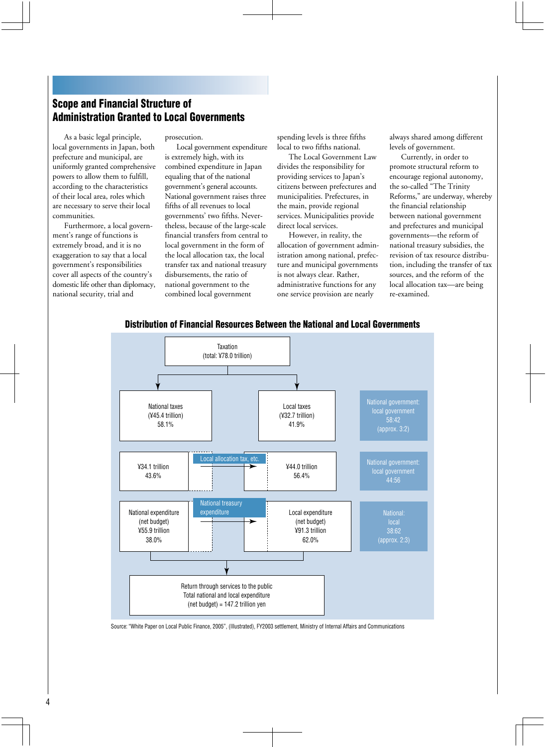## Scope and Financial Structure of Administration Granted to Local Governments

As a basic legal principle, local governments in Japan, both prefecture and municipal, are uniformly granted comprehensive powers to allow them to fulfill, according to the characteristics of their local area, roles which are necessary to serve their local communities.

Furthermore, a local government's range of functions is extremely broad, and it is no exaggeration to say that a local government's responsibilities cover all aspects of the country's domestic life other than diplomacy, national security, trial and prosecution.

Local government expenditure is extremely high, with its combined expenditure in Japan equaling that of the national government's general accounts. National government raises three fifths of all revenues to local governments' two fifths. Nevertheless, because of the large-scale financial transfers from central to local government in the form of the local allocation tax, the local transfer tax and national treasury disbursements, the ratio of national government to the combined local government spending levels is three fifths local to two fifths national.

The Local Government Law divides the responsibility for providing services to Japan's citizens between prefectures and municipalities. Prefectures, in the main, provide regional services. Municipalities provide direct local services.

However, in reality, the allocation of government administration among national, prefecture and municipal governments is not always clear. Rather, administrative functions for any one service provision are nearly always shared among different levels of government.

Currently, in order to promote structural reform to encourage regional autonomy, the so-called "The Trinity Reforms," are underway, whereby the financial relationship between national government and prefectures and municipal governments—the reform of national treasury subsidies, the revision of tax resource distribution, including the transfer of tax sources, and the reform of the local allocation tax—are being re-examined.

### Distribution of Financial Resources Between the National and Local Governments

Taxation (total: ¥78.0 trillion)

| National | | Local | Ratio |
|---|---|---|---|
| National taxes (¥45.4 trillion) 58.1% | | Local taxes (¥32.7 trillion) 41.9% | National government: local government 58:42 (approx. 3:2) |
| ¥34.1 trillion 43.6% | Local allocation tax, etc. → | ¥44.0 trillion 56.4% | National government: local government 44:56 |
| National expenditure (net budget) ¥55.9 trillion 38.0% | National treasury expenditure → | Local expenditure (net budget) ¥91.3 trillion 62.0% | National: local 38:62 (approx. 2:3) |

Return through services to the public
Total national and local expenditure
(net budget) = 147.2 trillion yen

Source: "White Paper on Local Public Finance, 2005", (Illustrated), FY2003 settlement, Ministry of Internal Affairs and Communications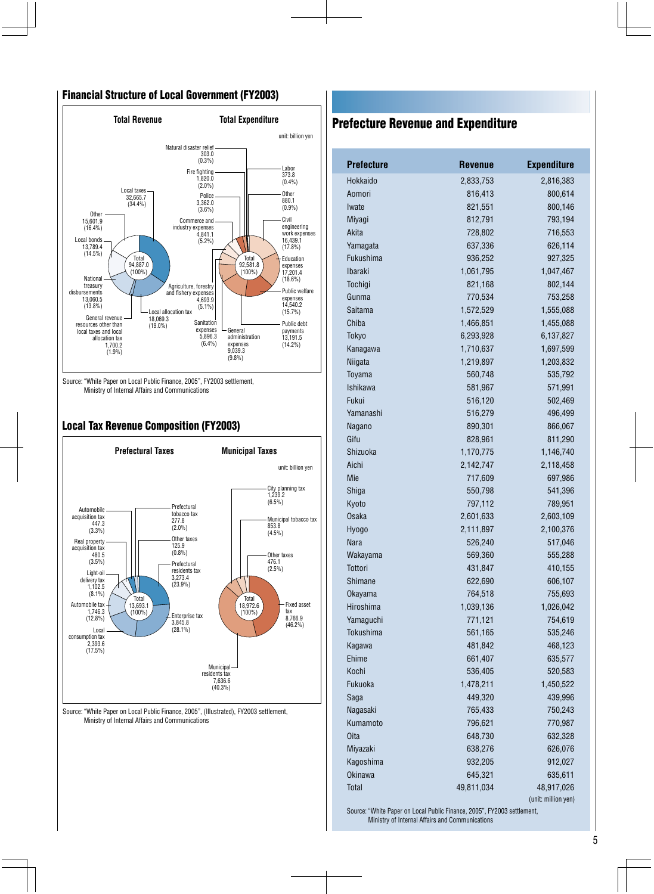## Financial Structure of Local Government (FY2003)

**Total Revenue**

unit: billion yen

- Local taxes 32,665.7 (34.4%)
- Local allocation tax 18,069.3 (19.0%)
- General revenue resources other than local taxes and local allocation tax 1,700.2 (1.9%)
- National treasury disbursements 13,060.5 (13.8%)
- Local bonds 13,789.4 (14.5%)
- Other 15,601.9 (16.4%)
- Total 94,887.0 (100%)

**Total Expenditure**

- Natural disaster relief 303.0 (0.3%)
- Labor 373.8 (0.4%)
- Fire fighting 1,820.0 (2.0%)
- Other 880.1 (0.9%)
- Police 3,362.0 (3.6%)
- Civil engineering work expenses 16,439.1 (17.8%)
- Commerce and industry expenses 4,841.1 (5.2%)
- Education expenses 17,201.4 (18.6%)
- Agriculture, forestry and fishery expenses 4,693.9 (5.1%)
- Public welfare expenses 14,540.2 (15.7%)
- Sanitation expenses 5,896.3 (6.4%)
- General administration expenses 9,039.3 (9.8%)
- Public debt payments 13,191.5 (14.2%)
- Total 92,581.8 (100%)

Source: "White Paper on Local Public Finance, 2005", FY2003 settlement, Ministry of Internal Affairs and Communications

## Local Tax Revenue Composition (FY2003)

unit: billion yen

**Prefectural Taxes**

- Automobile acquisition tax 447.3 (3.3%)
- Prefectural tobacco tax 277.8 (2.0%)
- Real property acquisition tax 480.5 (3.5%)
- Other taxes 125.9 (0.8%)
- Light-oil delivery tax 1,102.5 (8.1%)
- Prefectural residents tax 3,273.4 (23.9%)
- Automobile tax 1,746.3 (12.8%)
- Enterprise tax 3,845.8 (28.1%)
- Local consumption tax 2,393.6 (17.5%)
- Total 13,693.1 (100%)

**Municipal Taxes**

- City planning tax 1,239.2 (6.5%)
- Municipal tobacco tax 853.8 (4.5%)
- Other taxes 476.1 (2.5%)
- Fixed asset tax 8,766.9 (46.2%)
- Municipal residents tax 7,636.6 (40.3%)
- Total 18,972.6 (100%)

Source: "White Paper on Local Public Finance, 2005", (Illustrated), FY2003 settlement, Ministry of Internal Affairs and Communications

## Prefecture Revenue and Expenditure

| Prefecture | Revenue | Expenditure |
|---|---|---|
| Hokkaido | 2,833,753 | 2,816,383 |
| Aomori | 816,413 | 800,614 |
| Iwate | 821,551 | 800,146 |
| Miyagi | 812,791 | 793,194 |
| Akita | 728,802 | 716,553 |
| Yamagata | 637,336 | 626,114 |
| Fukushima | 936,252 | 927,325 |
| Ibaraki | 1,061,795 | 1,047,467 |
| Tochigi | 821,168 | 802,144 |
| Gunma | 770,534 | 753,258 |
| Saitama | 1,572,529 | 1,555,088 |
| Chiba | 1,466,851 | 1,455,088 |
| Tokyo | 6,293,928 | 6,137,827 |
| Kanagawa | 1,710,637 | 1,697,599 |
| Niigata | 1,219,897 | 1,203,832 |
| Toyama | 560,748 | 535,792 |
| Ishikawa | 581,967 | 571,991 |
| Fukui | 516,120 | 502,469 |
| Yamanashi | 516,279 | 496,499 |
| Nagano | 890,301 | 866,067 |
| Gifu | 828,961 | 811,290 |
| Shizuoka | 1,170,775 | 1,146,740 |
| Aichi | 2,142,747 | 2,118,458 |
| Mie | 717,609 | 697,986 |
| Shiga | 550,798 | 541,396 |
| Kyoto | 797,112 | 789,951 |
| Osaka | 2,601,633 | 2,603,109 |
| Hyogo | 2,111,897 | 2,100,376 |
| Nara | 526,240 | 517,046 |
| Wakayama | 569,360 | 555,288 |
| Tottori | 431,847 | 410,155 |
| Shimane | 622,690 | 606,107 |
| Okayama | 764,518 | 755,693 |
| Hiroshima | 1,039,136 | 1,026,042 |
| Yamaguchi | 771,121 | 754,619 |
| Tokushima | 561,165 | 535,246 |
| Kagawa | 481,842 | 468,123 |
| Ehime | 661,407 | 635,577 |
| Kochi | 536,405 | 520,583 |
| Fukuoka | 1,478,211 | 1,450,522 |
| Saga | 449,320 | 439,996 |
| Nagasaki | 765,433 | 750,243 |
| Kumamoto | 796,621 | 770,987 |
| Oita | 648,730 | 632,328 |
| Miyazaki | 638,276 | 626,076 |
| Kagoshima | 932,205 | 912,027 |
| Okinawa | 645,321 | 635,611 |
| Total | 49,811,034 | 48,917,026 |

(unit: million yen)

Source: "White Paper on Local Public Finance, 2005", FY2003 settlement, Ministry of Internal Affairs and Communications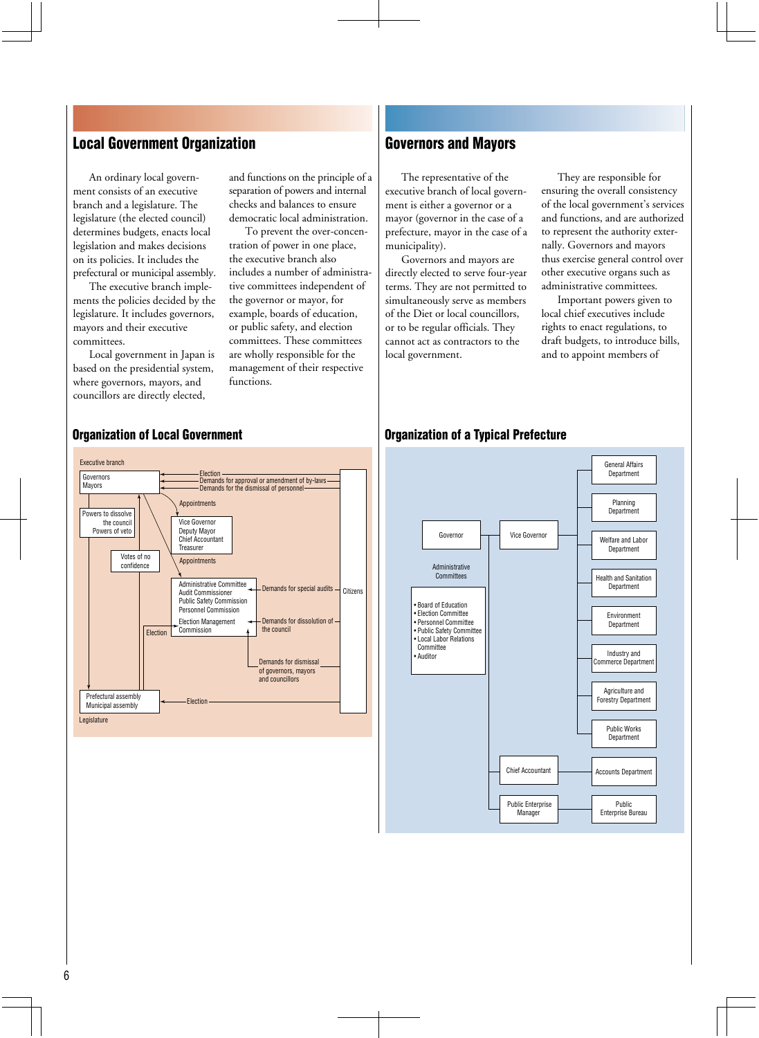## Local Government Organization

An ordinary local government consists of an executive branch and a legislature. The legislature (the elected council) determines budgets, enacts local legislation and makes decisions on its policies. It includes the prefectural or municipal assembly.

The executive branch implements the policies decided by the legislature. It includes governors, mayors and their executive committees.

Local government in Japan is based on the presidential system, where governors, mayors, and councillors are directly elected, and functions on the principle of a separation of powers and internal checks and balances to ensure democratic local administration.

To prevent the over-concentration of power in one place, the executive branch also includes a number of administrative committees independent of the governor or mayor, for example, boards of education, or public safety, and election committees. These committees are wholly responsible for the management of their respective functions.

## Governors and Mayors

The representative of the executive branch of local government is either a governor or a mayor (governor in the case of a prefecture, mayor in the case of a municipality).

Governors and mayors are directly elected to serve four-year terms. They are not permitted to simultaneously serve as members of the Diet or local councillors, or to be regular officials. They cannot act as contractors to the local government.

They are responsible for ensuring the overall consistency of the local government's services and functions, and are authorized to represent the authority externally. Governors and mayors thus exercise general control over other executive organs such as administrative committees.

Important powers given to local chief executives include rights to enact regulations, to draft budgets, to introduce bills, and to appoint members of

### Organization of Local Government

Executive branch

- Governors / Mayors
- Powers to dissolve the council / Powers of veto
- Votes of no confidence
- Appointments: Vice Governor, Deputy Mayor, Chief Accountant, Treasurer
- Appointments: Administrative Committee, Audit Commissioner, Public Safety Commission, Personnel Commission, Election Management Commission

Citizens:
- Election (of Governors / Mayors)
- Demands for approval or amendment of by-laws
- Demands for the dismissal of personnel
- Demands for special audits
- Demands for dissolution of the council
- Demands for dismissal of governors, mayors and councillors
- Election (of Prefectural assembly / Municipal assembly)

Election (by Election Management Commission)

Legislature

- Prefectural assembly / Municipal assembly

### Organization of a Typical Prefecture

- Governor
  - Vice Governor
    - General Affairs Department
    - Planning Department
    - Welfare and Labor Department
    - Health and Sanitation Department
    - Environment Department
    - Industry and Commerce Department
    - Agriculture and Forestry Department
    - Public Works Department
  - Chief Accountant
    - Accounts Department
  - Public Enterprise Manager
    - Public Enterprise Bureau
- Administrative Committees
  - Board of Education
  - Election Committee
  - Personnel Committee
  - Public Safety Committee
  - Local Labor Relations Committee
  - Auditor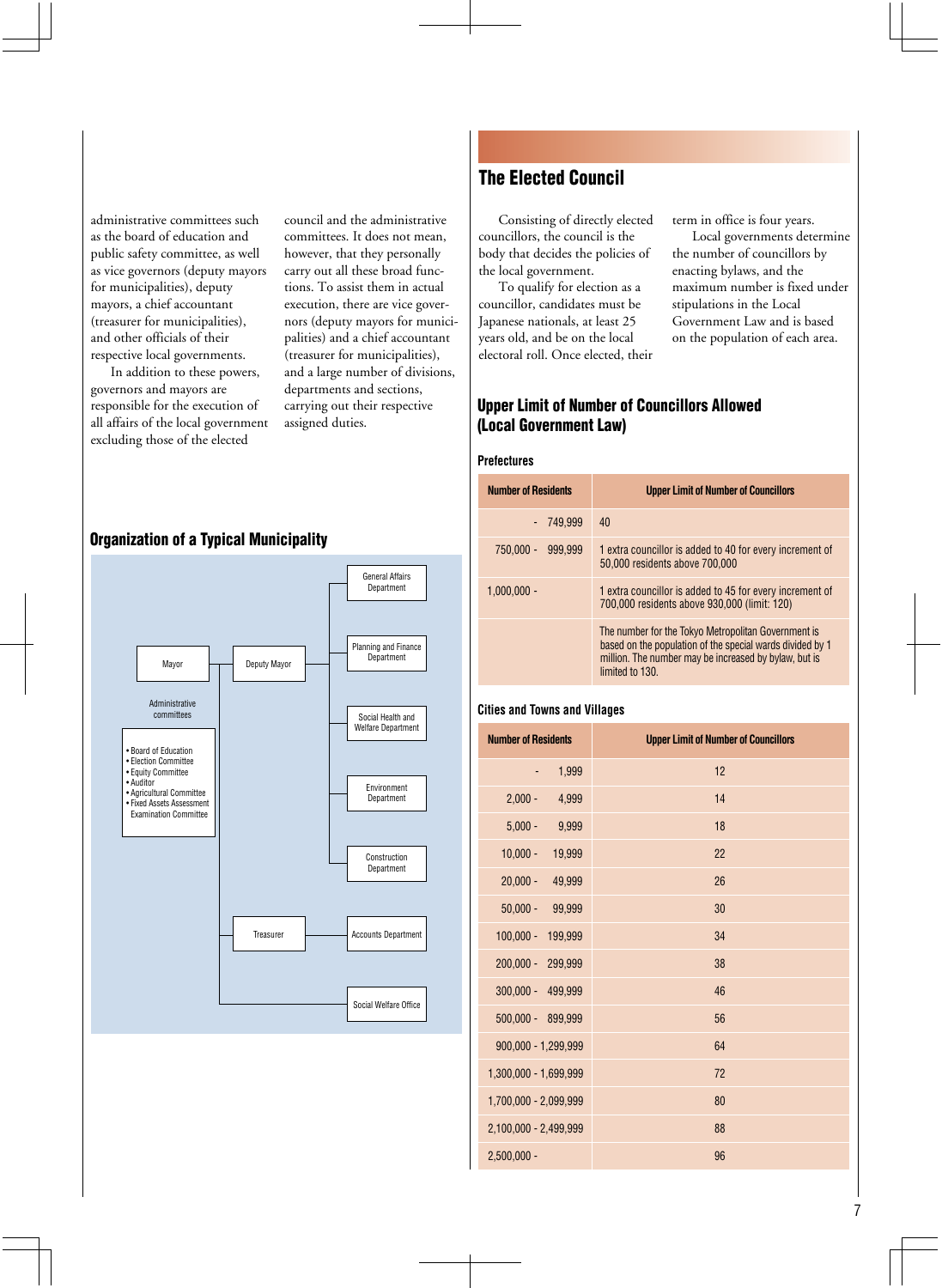administrative committees such as the board of education and public safety committee, as well as vice governors (deputy mayors for municipalities), deputy mayors, a chief accountant (treasurer for municipalities), and other officials of their respective local governments.

In addition to these powers, governors and mayors are responsible for the execution of all affairs of the local government excluding those of the elected council and the administrative committees. It does not mean, however, that they personally carry out all these broad functions. To assist them in actual execution, there are vice governors (deputy mayors for municipalities) and a chief accountant (treasurer for municipalities), and a large number of divisions, departments and sections, carrying out their respective assigned duties.

### Organization of a Typical Municipality

- Mayor
  - Deputy Mayor
    - General Affairs Department
    - Planning and Finance Department
    - Social Health and Welfare Department
    - Environment Department
    - Construction Department
  - Treasurer
    - Accounts Department
  - Social Welfare Office
- Administrative committees
  - Board of Education
  - Election Committee
  - Equity Committee
  - Auditor
  - Agricultural Committee
  - Fixed Assets Assessment Examination Committee

## The Elected Council

Consisting of directly elected councillors, the council is the body that decides the policies of the local government.

To qualify for election as a councillor, candidates must be Japanese nationals, at least 25 years old, and be on the local electoral roll. Once elected, their term in office is four years.

Local governments determine the number of councillors by enacting bylaws, and the maximum number is fixed under stipulations in the Local Government Law and is based on the population of each area.

### Upper Limit of Number of Councillors Allowed (Local Government Law)

#### Prefectures

| Number of Residents | Upper Limit of Number of Councillors |
|---|---|
| - 749,999 | 40 |
| 750,000 - 999,999 | 1 extra councillor is added to 40 for every increment of 50,000 residents above 700,000 |
| 1,000,000 - | 1 extra councillor is added to 45 for every increment of 700,000 residents above 930,000 (limit: 120) |
| | The number for the Tokyo Metropolitan Government is based on the population of the special wards divided by 1 million. The number may be increased by bylaw, but is limited to 130. |

#### Cities and Towns and Villages

| Number of Residents | Upper Limit of Number of Councillors |
|---|---|
| - 1,999 | 12 |
| 2,000 - 4,999 | 14 |
| 5,000 - 9,999 | 18 |
| 10,000 - 19,999 | 22 |
| 20,000 - 49,999 | 26 |
| 50,000 - 99,999 | 30 |
| 100,000 - 199,999 | 34 |
| 200,000 - 299,999 | 38 |
| 300,000 - 499,999 | 46 |
| 500,000 - 899,999 | 56 |
| 900,000 - 1,299,999 | 64 |
| 1,300,000 - 1,699,999 | 72 |
| 1,700,000 - 2,099,999 | 80 |
| 2,100,000 - 2,499,999 | 88 |
| 2,500,000 - | 96 |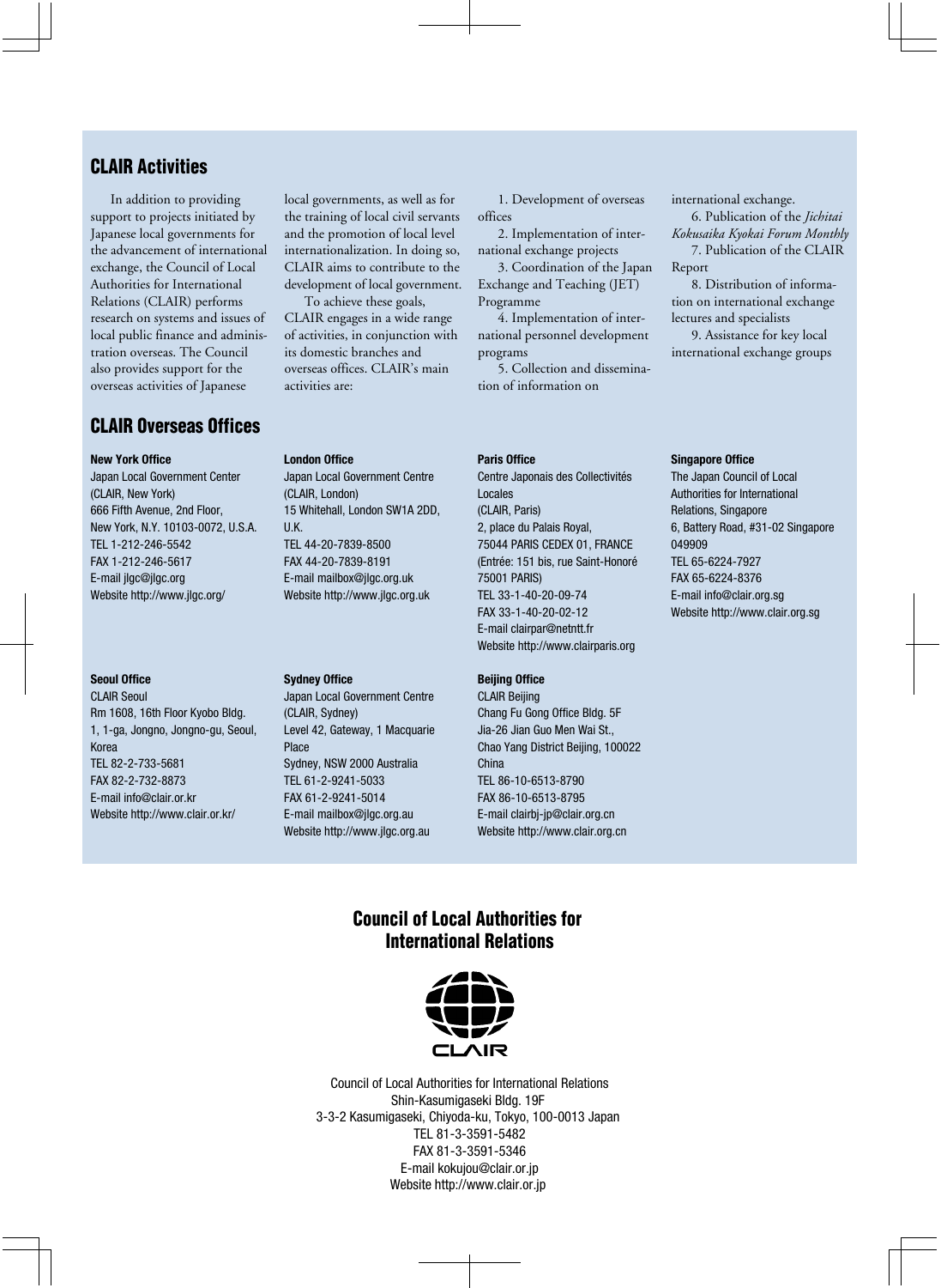## CLAIR Activities

In addition to providing support to projects initiated by Japanese local governments for the advancement of international exchange, the Council of Local Authorities for International Relations (CLAIR) performs research on systems and issues of local public finance and administration overseas. The Council also provides support for the overseas activities of Japanese local governments, as well as for the training of local civil servants and the promotion of local level internationalization. In doing so, CLAIR aims to contribute to the development of local government.

To achieve these goals, CLAIR engages in a wide range of activities, in conjunction with its domestic branches and overseas offices. CLAIR's main activities are:

1. Development of overseas offices
2. Implementation of international exchange projects
3. Coordination of the Japan Exchange and Teaching (JET) Programme
4. Implementation of international personnel development programs
5. Collection and dissemination of information on international exchange.
6. Publication of the *Jichitai Kokusaika Kyokai Forum Monthly*
7. Publication of the CLAIR Report
8. Distribution of information on international exchange lectures and specialists
9. Assistance for key local international exchange groups

## CLAIR Overseas Offices

**New York Office**
Japan Local Government Center
(CLAIR, New York)
666 Fifth Avenue, 2nd Floor,
New York, N.Y. 10103-0072, U.S.A.
TEL 1-212-246-5542
FAX 1-212-246-5617
E-mail jlgc@jlgc.org
Website http://www.jlgc.org/

**London Office**
Japan Local Government Centre
(CLAIR, London)
15 Whitehall, London SW1A 2DD, U.K.
TEL 44-20-7839-8500
FAX 44-20-7839-8191
E-mail mailbox@jlgc.org.uk
Website http://www.jlgc.org.uk

**Paris Office**
Centre Japonais des Collectivités Locales
(CLAIR, Paris)
2, place du Palais Royal,
75044 PARIS CEDEX 01, FRANCE
(Entrée: 151 bis, rue Saint-Honoré 75001 PARIS)
TEL 33-1-40-20-09-74
FAX 33-1-40-20-02-12
E-mail clairpar@netntt.fr
Website http://www.clairparis.org

**Singapore Office**
The Japan Council of Local Authorities for International Relations, Singapore
6, Battery Road, #31-02 Singapore 049909
TEL 65-6224-7927
FAX 65-6224-8376
E-mail info@clair.org.sg
Website http://www.clair.org.sg

**Seoul Office**
CLAIR Seoul
Rm 1608, 16th Floor Kyobo Bldg.
1, 1-ga, Jongno, Jongno-gu, Seoul, Korea
TEL 82-2-733-5681
FAX 82-2-732-8873
E-mail info@clair.or.kr
Website http://www.clair.or.kr/

**Sydney Office**
Japan Local Government Centre
(CLAIR, Sydney)
Level 42, Gateway, 1 Macquarie Place
Sydney, NSW 2000 Australia
TEL 61-2-9241-5033
FAX 61-2-9241-5014
E-mail mailbox@jlgc.org.au
Website http://www.jlgc.org.au

**Beijing Office**
CLAIR Beijing
Chang Fu Gong Office Bldg. 5F
Jia-26 Jian Guo Men Wai St.,
Chao Yang District Beijing, 100022 China
TEL 86-10-6513-8790
FAX 86-10-6513-8795
E-mail clairbj-jp@clair.org.cn
Website http://www.clair.org.cn

## Council of Local Authorities for International Relations

CLAIR

Council of Local Authorities for International Relations
Shin-Kasumigaseki Bldg. 19F
3-3-2 Kasumigaseki, Chiyoda-ku, Tokyo, 100-0013 Japan
TEL 81-3-3591-5482
FAX 81-3-3591-5346
E-mail kokujou@clair.or.jp
Website http://www.clair.or.jp